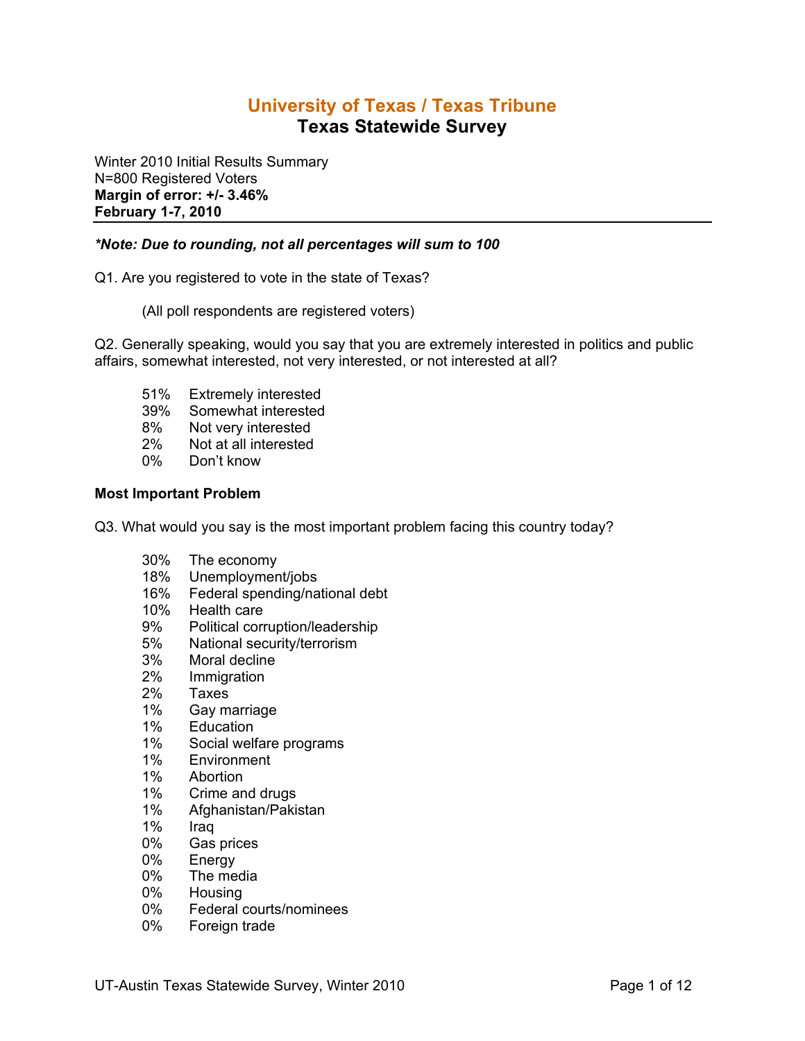# University of Texas / Texas Tribune
## Texas Statewide Survey

Winter 2010 Initial Results Summary
N=800 Registered Voters
**Margin of error: +/- 3.46%**
**February 1-7, 2010**

***Note: Due to rounding, not all percentages will sum to 100***

Q1. Are you registered to vote in the state of Texas?

(All poll respondents are registered voters)

Q2. Generally speaking, would you say that you are extremely interested in politics and public affairs, somewhat interested, not very interested, or not interested at all?

- 51% Extremely interested
- 39% Somewhat interested
- 8% Not very interested
- 2% Not at all interested
- 0% Don't know

**Most Important Problem**

Q3. What would you say is the most important problem facing this country today?

- 30% The economy
- 18% Unemployment/jobs
- 16% Federal spending/national debt
- 10% Health care
- 9% Political corruption/leadership
- 5% National security/terrorism
- 3% Moral decline
- 2% Immigration
- 2% Taxes
- 1% Gay marriage
- 1% Education
- 1% Social welfare programs
- 1% Environment
- 1% Abortion
- 1% Crime and drugs
- 1% Afghanistan/Pakistan
- 1% Iraq
- 0% Gas prices
- 0% Energy
- 0% The media
- 0% Housing
- 0% Federal courts/nominees
- 0% Foreign trade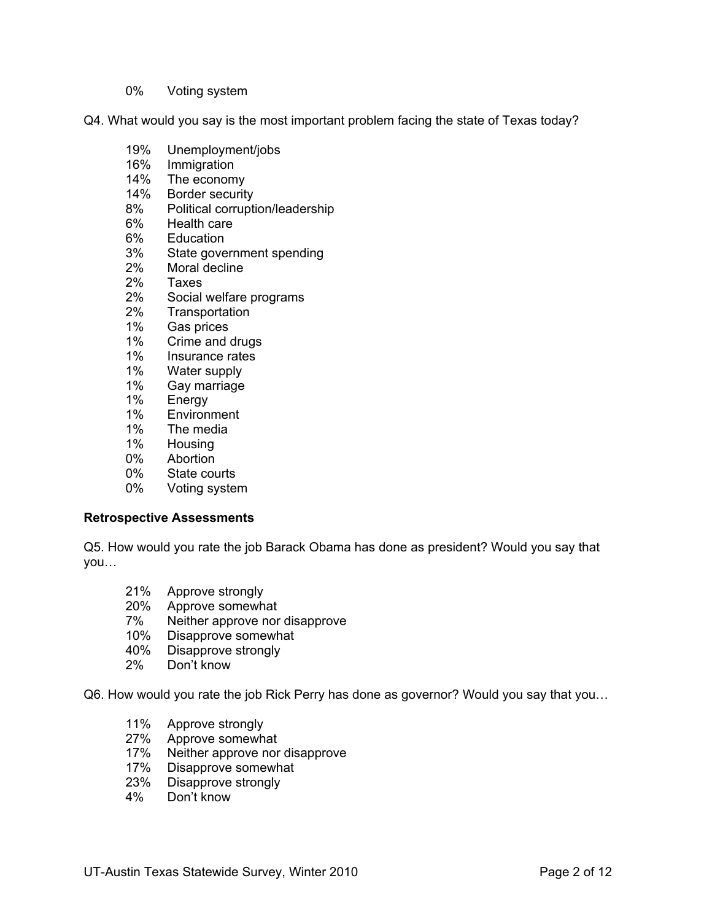0% Voting system

Q4. What would you say is the most important problem facing the state of Texas today?

- 19% Unemployment/jobs
- 16% Immigration
- 14% The economy
- 14% Border security
- 8% Political corruption/leadership
- 6% Health care
- 6% Education
- 3% State government spending
- 2% Moral decline
- 2% Taxes
- 2% Social welfare programs
- 2% Transportation
- 1% Gas prices
- 1% Crime and drugs
- 1% Insurance rates
- 1% Water supply
- 1% Gay marriage
- 1% Energy
- 1% Environment
- 1% The media
- 1% Housing
- 0% Abortion
- 0% State courts
- 0% Voting system

**Retrospective Assessments**

Q5. How would you rate the job Barack Obama has done as president? Would you say that you…

- 21% Approve strongly
- 20% Approve somewhat
- 7% Neither approve nor disapprove
- 10% Disapprove somewhat
- 40% Disapprove strongly
- 2% Don't know

Q6. How would you rate the job Rick Perry has done as governor? Would you say that you…

- 11% Approve strongly
- 27% Approve somewhat
- 17% Neither approve nor disapprove
- 17% Disapprove somewhat
- 23% Disapprove strongly
- 4% Don't know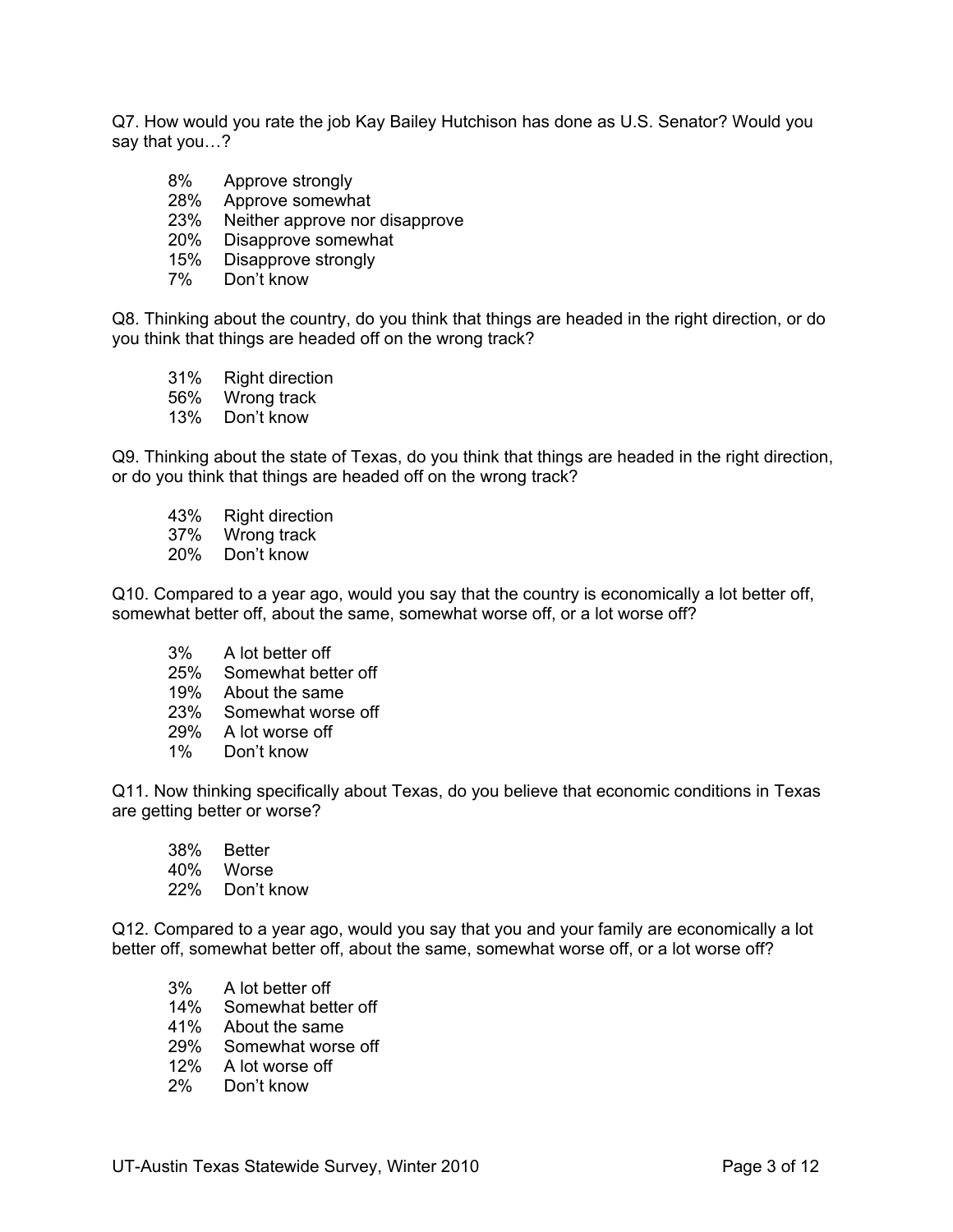Q7. How would you rate the job Kay Bailey Hutchison has done as U.S. Senator? Would you say that you…?

- 8% Approve strongly
- 28% Approve somewhat
- 23% Neither approve nor disapprove
- 20% Disapprove somewhat
- 15% Disapprove strongly
- 7% Don't know

Q8. Thinking about the country, do you think that things are headed in the right direction, or do you think that things are headed off on the wrong track?

- 31% Right direction
- 56% Wrong track
- 13% Don't know

Q9. Thinking about the state of Texas, do you think that things are headed in the right direction, or do you think that things are headed off on the wrong track?

- 43% Right direction
- 37% Wrong track
- 20% Don't know

Q10. Compared to a year ago, would you say that the country is economically a lot better off, somewhat better off, about the same, somewhat worse off, or a lot worse off?

- 3% A lot better off
- 25% Somewhat better off
- 19% About the same
- 23% Somewhat worse off
- 29% A lot worse off
- 1% Don't know

Q11. Now thinking specifically about Texas, do you believe that economic conditions in Texas are getting better or worse?

- 38% Better
- 40% Worse
- 22% Don't know

Q12. Compared to a year ago, would you say that you and your family are economically a lot better off, somewhat better off, about the same, somewhat worse off, or a lot worse off?

- 3% A lot better off
- 14% Somewhat better off
- 41% About the same
- 29% Somewhat worse off
- 12% A lot worse off
- 2% Don't know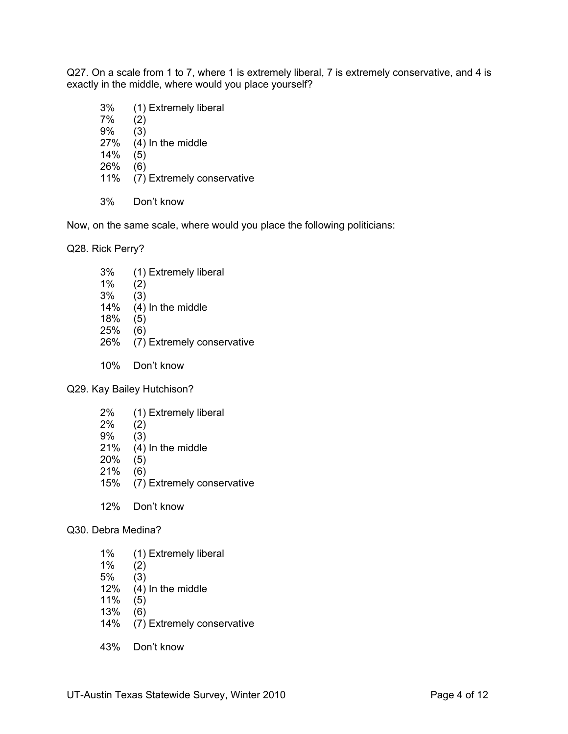Q27. On a scale from 1 to 7, where 1 is extremely liberal, 7 is extremely conservative, and 4 is exactly in the middle, where would you place yourself?

| | |
|---|---|
| 3% | (1) Extremely liberal |
| 7% | (2) |
| 9% | (3) |
| 27% | (4) In the middle |
| 14% | (5) |
| 26% | (6) |
| 11% | (7) Extremely conservative |
| 3% | Don't know |

Now, on the same scale, where would you place the following politicians:

Q28. Rick Perry?

| | |
|---|---|
| 3% | (1) Extremely liberal |
| 1% | (2) |
| 3% | (3) |
| 14% | (4) In the middle |
| 18% | (5) |
| 25% | (6) |
| 26% | (7) Extremely conservative |
| 10% | Don't know |

Q29. Kay Bailey Hutchison?

| | |
|---|---|
| 2% | (1) Extremely liberal |
| 2% | (2) |
| 9% | (3) |
| 21% | (4) In the middle |
| 20% | (5) |
| 21% | (6) |
| 15% | (7) Extremely conservative |
| 12% | Don't know |

Q30. Debra Medina?

| | |
|---|---|
| 1% | (1) Extremely liberal |
| 1% | (2) |
| 5% | (3) |
| 12% | (4) In the middle |
| 11% | (5) |
| 13% | (6) |
| 14% | (7) Extremely conservative |
| 43% | Don't know |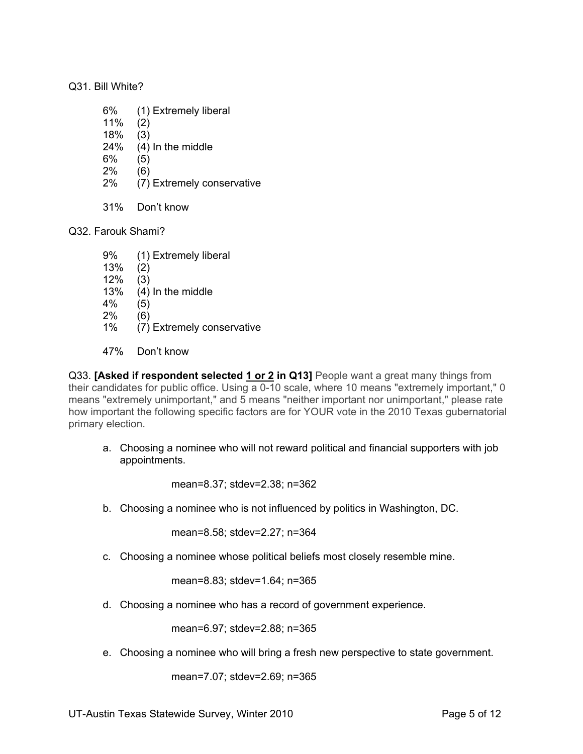Q31. Bill White?

6% (1) Extremely liberal
11% (2)
18% (3)
24% (4) In the middle
6% (5)
2% (6)
2% (7) Extremely conservative

31% Don't know

Q32. Farouk Shami?

9% (1) Extremely liberal
13% (2)
12% (3)
13% (4) In the middle
4% (5)
2% (6)
1% (7) Extremely conservative

47% Don't know

Q33. **[Asked if respondent selected 1 or 2 in Q13]** People want a great many things from their candidates for public office. Using a 0-10 scale, where 10 means "extremely important," 0 means "extremely unimportant," and 5 means "neither important nor unimportant," please rate how important the following specific factors are for YOUR vote in the 2010 Texas gubernatorial primary election.

a. Choosing a nominee who will not reward political and financial supporters with job appointments.

   mean=8.37; stdev=2.38; n=362

b. Choosing a nominee who is not influenced by politics in Washington, DC.

   mean=8.58; stdev=2.27; n=364

c. Choosing a nominee whose political beliefs most closely resemble mine.

   mean=8.83; stdev=1.64; n=365

d. Choosing a nominee who has a record of government experience.

   mean=6.97; stdev=2.88; n=365

e. Choosing a nominee who will bring a fresh new perspective to state government.

   mean=7.07; stdev=2.69; n=365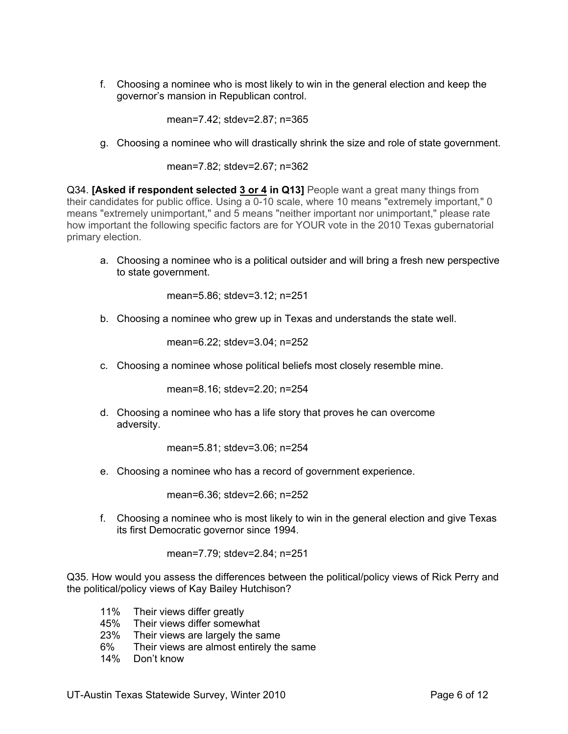f. Choosing a nominee who is most likely to win in the general election and keep the governor's mansion in Republican control.

   mean=7.42; stdev=2.87; n=365

g. Choosing a nominee who will drastically shrink the size and role of state government.

   mean=7.82; stdev=2.67; n=362

Q34. **[Asked if respondent selected 3 or 4 in Q13]** People want a great many things from their candidates for public office. Using a 0-10 scale, where 10 means "extremely important," 0 means "extremely unimportant," and 5 means "neither important nor unimportant," please rate how important the following specific factors are for YOUR vote in the 2010 Texas gubernatorial primary election.

a. Choosing a nominee who is a political outsider and will bring a fresh new perspective to state government.

   mean=5.86; stdev=3.12; n=251

b. Choosing a nominee who grew up in Texas and understands the state well.

   mean=6.22; stdev=3.04; n=252

c. Choosing a nominee whose political beliefs most closely resemble mine.

   mean=8.16; stdev=2.20; n=254

d. Choosing a nominee who has a life story that proves he can overcome adversity.

   mean=5.81; stdev=3.06; n=254

e. Choosing a nominee who has a record of government experience.

   mean=6.36; stdev=2.66; n=252

f. Choosing a nominee who is most likely to win in the general election and give Texas its first Democratic governor since 1994.

   mean=7.79; stdev=2.84; n=251

Q35. How would you assess the differences between the political/policy views of Rick Perry and the political/policy views of Kay Bailey Hutchison?

- 11% Their views differ greatly
- 45% Their views differ somewhat
- 23% Their views are largely the same
- 6% Their views are almost entirely the same
- 14% Don't know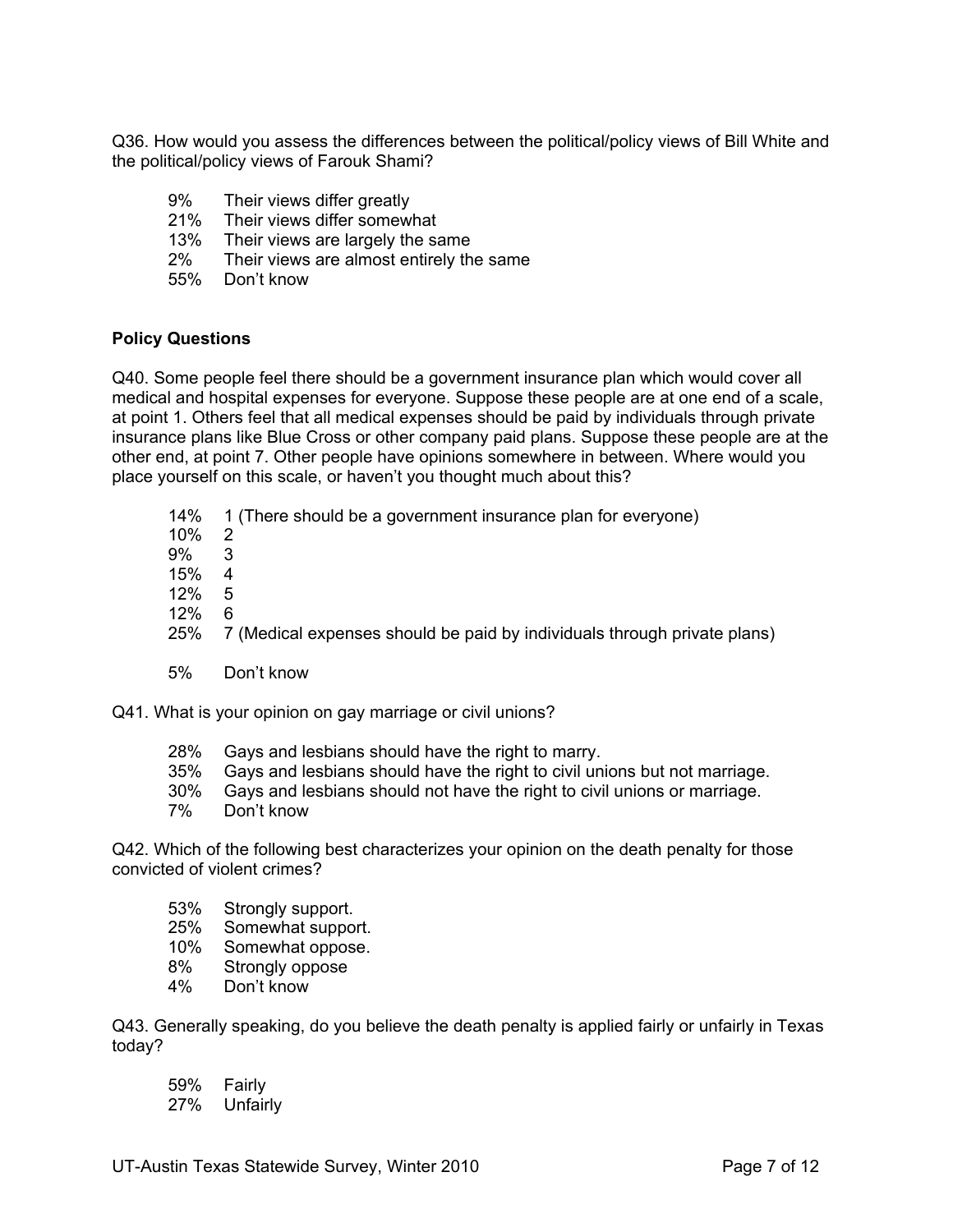Q36. How would you assess the differences between the political/policy views of Bill White and the political/policy views of Farouk Shami?

- 9% Their views differ greatly
- 21% Their views differ somewhat
- 13% Their views are largely the same
- 2% Their views are almost entirely the same
- 55% Don't know

**Policy Questions**

Q40. Some people feel there should be a government insurance plan which would cover all medical and hospital expenses for everyone. Suppose these people are at one end of a scale, at point 1. Others feel that all medical expenses should be paid by individuals through private insurance plans like Blue Cross or other company paid plans. Suppose these people are at the other end, at point 7. Other people have opinions somewhere in between. Where would you place yourself on this scale, or haven't you thought much about this?

- 14% 1 (There should be a government insurance plan for everyone)
- 10% 2
- 9% 3
- 15% 4
- 12% 5
- 12% 6
- 25% 7 (Medical expenses should be paid by individuals through private plans)

- 5% Don't know

Q41. What is your opinion on gay marriage or civil unions?

- 28% Gays and lesbians should have the right to marry.
- 35% Gays and lesbians should have the right to civil unions but not marriage.
- 30% Gays and lesbians should not have the right to civil unions or marriage.
- 7% Don't know

Q42. Which of the following best characterizes your opinion on the death penalty for those convicted of violent crimes?

- 53% Strongly support.
- 25% Somewhat support.
- 10% Somewhat oppose.
- 8% Strongly oppose
- 4% Don't know

Q43. Generally speaking, do you believe the death penalty is applied fairly or unfairly in Texas today?

- 59% Fairly
- 27% Unfairly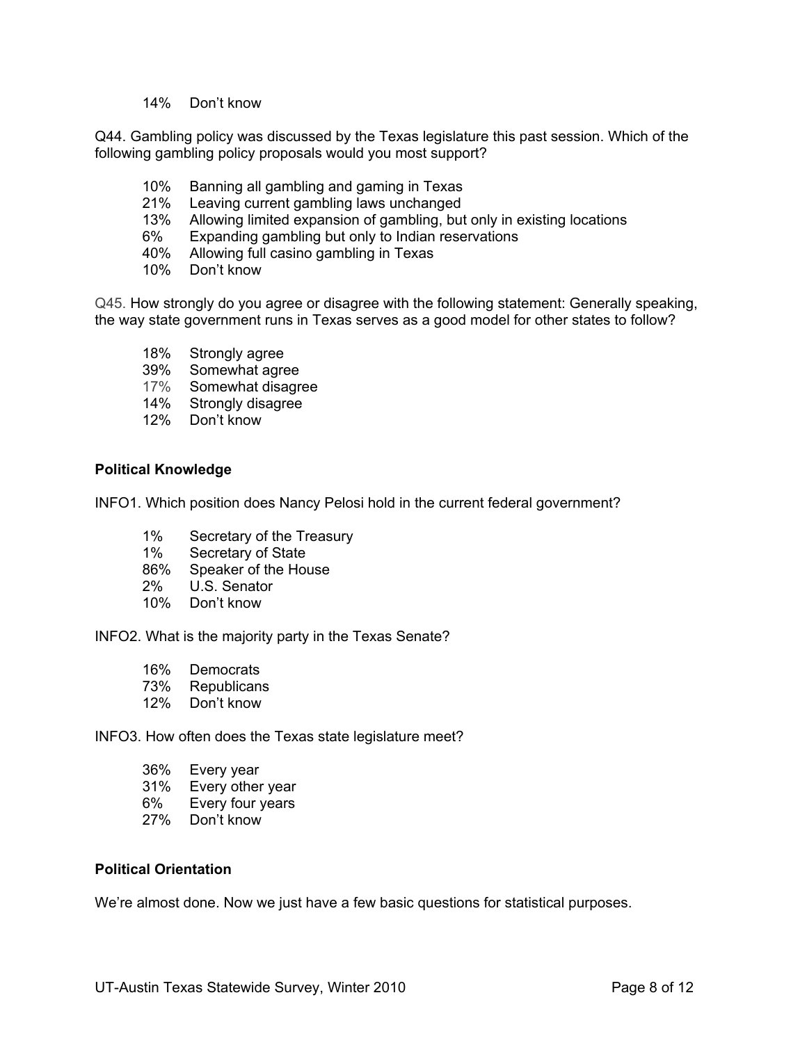14% Don't know

Q44. Gambling policy was discussed by the Texas legislature this past session. Which of the following gambling policy proposals would you most support?

10% Banning all gambling and gaming in Texas
21% Leaving current gambling laws unchanged
13% Allowing limited expansion of gambling, but only in existing locations
6% Expanding gambling but only to Indian reservations
40% Allowing full casino gambling in Texas
10% Don't know

Q45. How strongly do you agree or disagree with the following statement: Generally speaking, the way state government runs in Texas serves as a good model for other states to follow?

18% Strongly agree
39% Somewhat agree
17% Somewhat disagree
14% Strongly disagree
12% Don't know

**Political Knowledge**

INFO1. Which position does Nancy Pelosi hold in the current federal government?

1% Secretary of the Treasury
1% Secretary of State
86% Speaker of the House
2% U.S. Senator
10% Don't know

INFO2. What is the majority party in the Texas Senate?

16% Democrats
73% Republicans
12% Don't know

INFO3. How often does the Texas state legislature meet?

36% Every year
31% Every other year
6% Every four years
27% Don't know

**Political Orientation**

We're almost done. Now we just have a few basic questions for statistical purposes.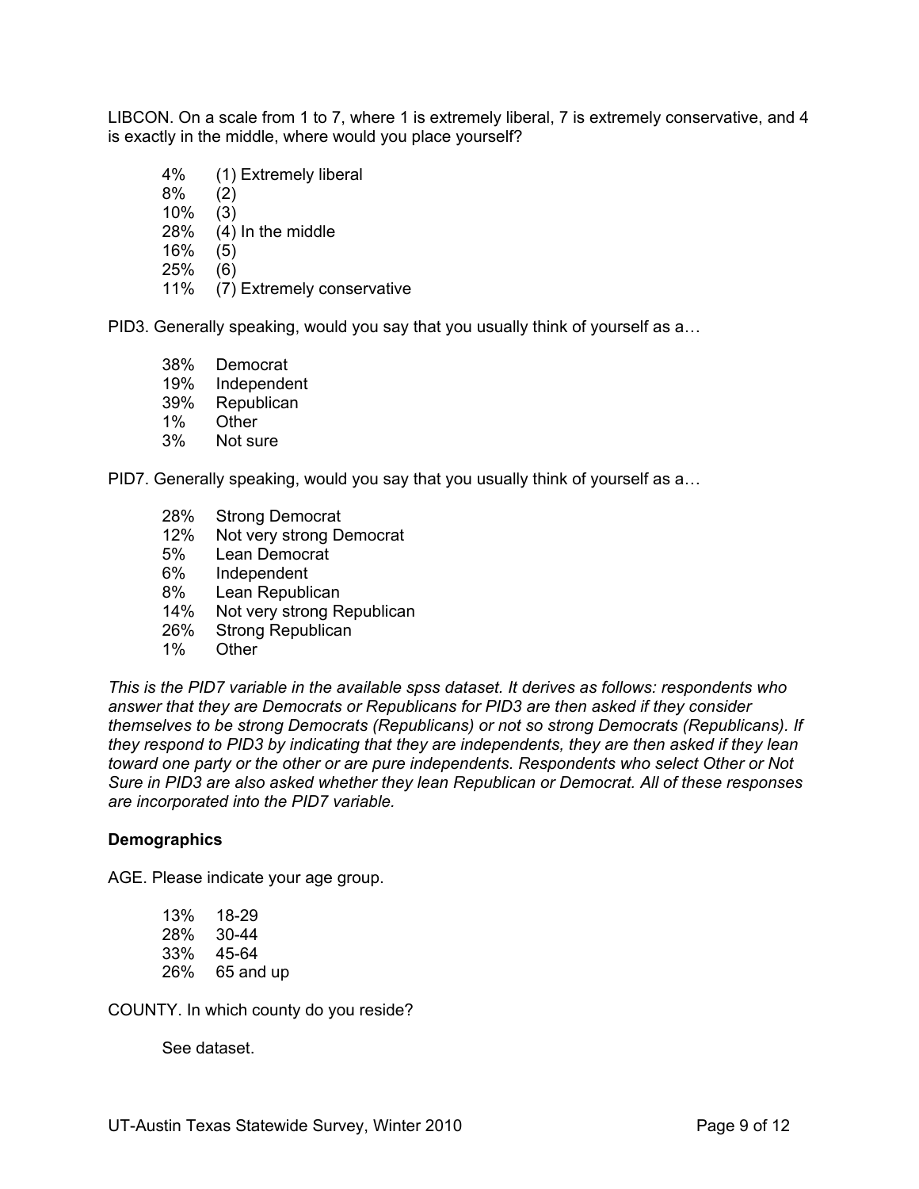LIBCON. On a scale from 1 to 7, where 1 is extremely liberal, 7 is extremely conservative, and 4 is exactly in the middle, where would you place yourself?

4% (1) Extremely liberal
8% (2)
10% (3)
28% (4) In the middle
16% (5)
25% (6)
11% (7) Extremely conservative

PID3. Generally speaking, would you say that you usually think of yourself as a…

38% Democrat
19% Independent
39% Republican
1% Other
3% Not sure

PID7. Generally speaking, would you say that you usually think of yourself as a…

28% Strong Democrat
12% Not very strong Democrat
5% Lean Democrat
6% Independent
8% Lean Republican
14% Not very strong Republican
26% Strong Republican
1% Other

*This is the PID7 variable in the available spss dataset. It derives as follows: respondents who answer that they are Democrats or Republicans for PID3 are then asked if they consider themselves to be strong Democrats (Republicans) or not so strong Democrats (Republicans). If they respond to PID3 by indicating that they are independents, they are then asked if they lean toward one party or the other or are pure independents. Respondents who select Other or Not Sure in PID3 are also asked whether they lean Republican or Democrat. All of these responses are incorporated into the PID7 variable.*

**Demographics**

AGE. Please indicate your age group.

13% 18-29
28% 30-44
33% 45-64
26% 65 and up

COUNTY. In which county do you reside?

See dataset.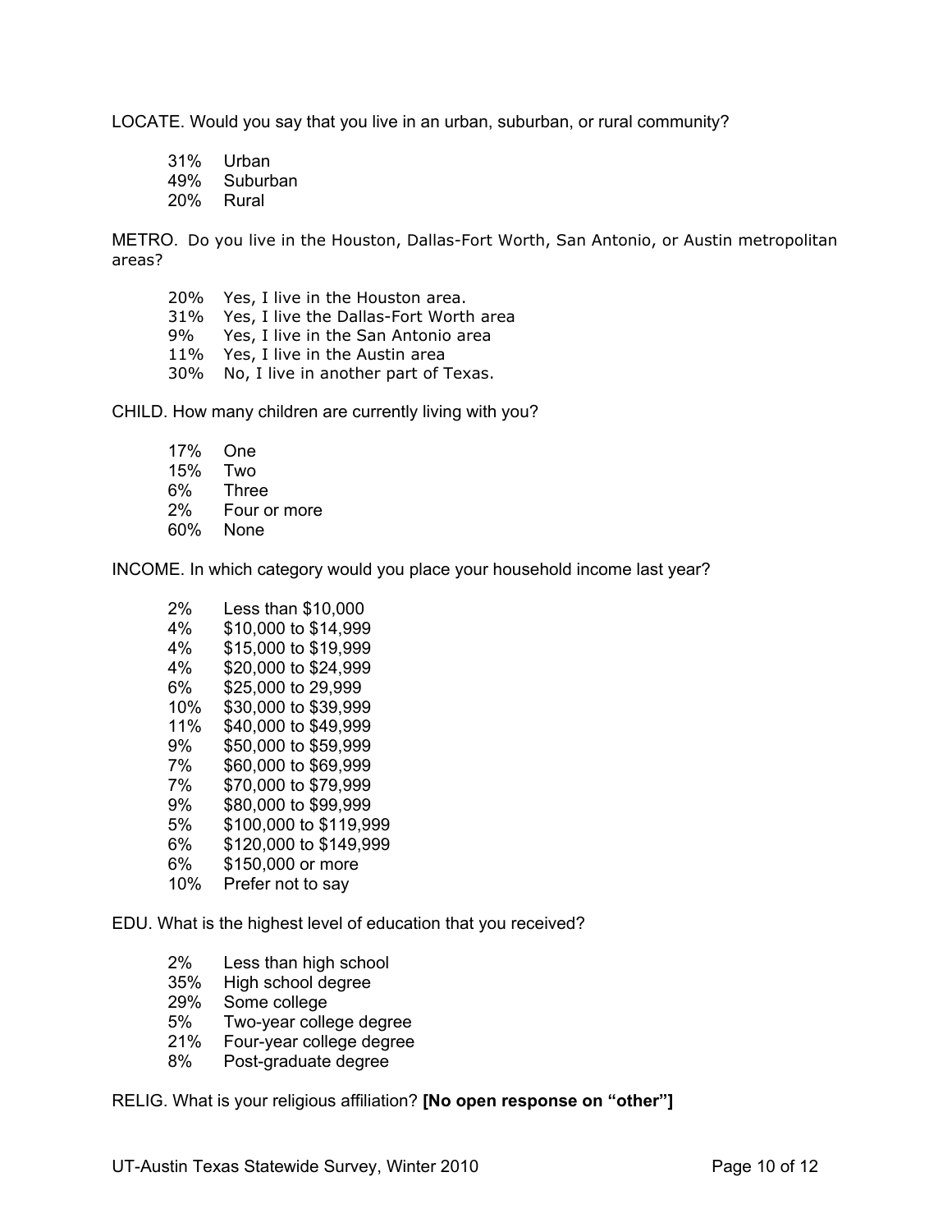LOCATE. Would you say that you live in an urban, suburban, or rural community?

- 31% Urban
- 49% Suburban
- 20% Rural

METRO. Do you live in the Houston, Dallas-Fort Worth, San Antonio, or Austin metropolitan areas?

- 20% Yes, I live in the Houston area.
- 31% Yes, I live the Dallas-Fort Worth area
- 9% Yes, I live in the San Antonio area
- 11% Yes, I live in the Austin area
- 30% No, I live in another part of Texas.

CHILD. How many children are currently living with you?

- 17% One
- 15% Two
- 6% Three
- 2% Four or more
- 60% None

INCOME. In which category would you place your household income last year?

- 2% Less than $10,000
- 4% $10,000 to $14,999
- 4% $15,000 to $19,999
- 4% $20,000 to $24,999
- 6% $25,000 to 29,999
- 10% $30,000 to $39,999
- 11% $40,000 to $49,999
- 9% $50,000 to $59,999
- 7% $60,000 to $69,999
- 7% $70,000 to $79,999
- 9% $80,000 to $99,999
- 5% $100,000 to $119,999
- 6% $120,000 to $149,999
- 6% $150,000 or more
- 10% Prefer not to say

EDU. What is the highest level of education that you received?

- 2% Less than high school
- 35% High school degree
- 29% Some college
- 5% Two-year college degree
- 21% Four-year college degree
- 8% Post-graduate degree

RELIG. What is your religious affiliation? **[No open response on "other"]**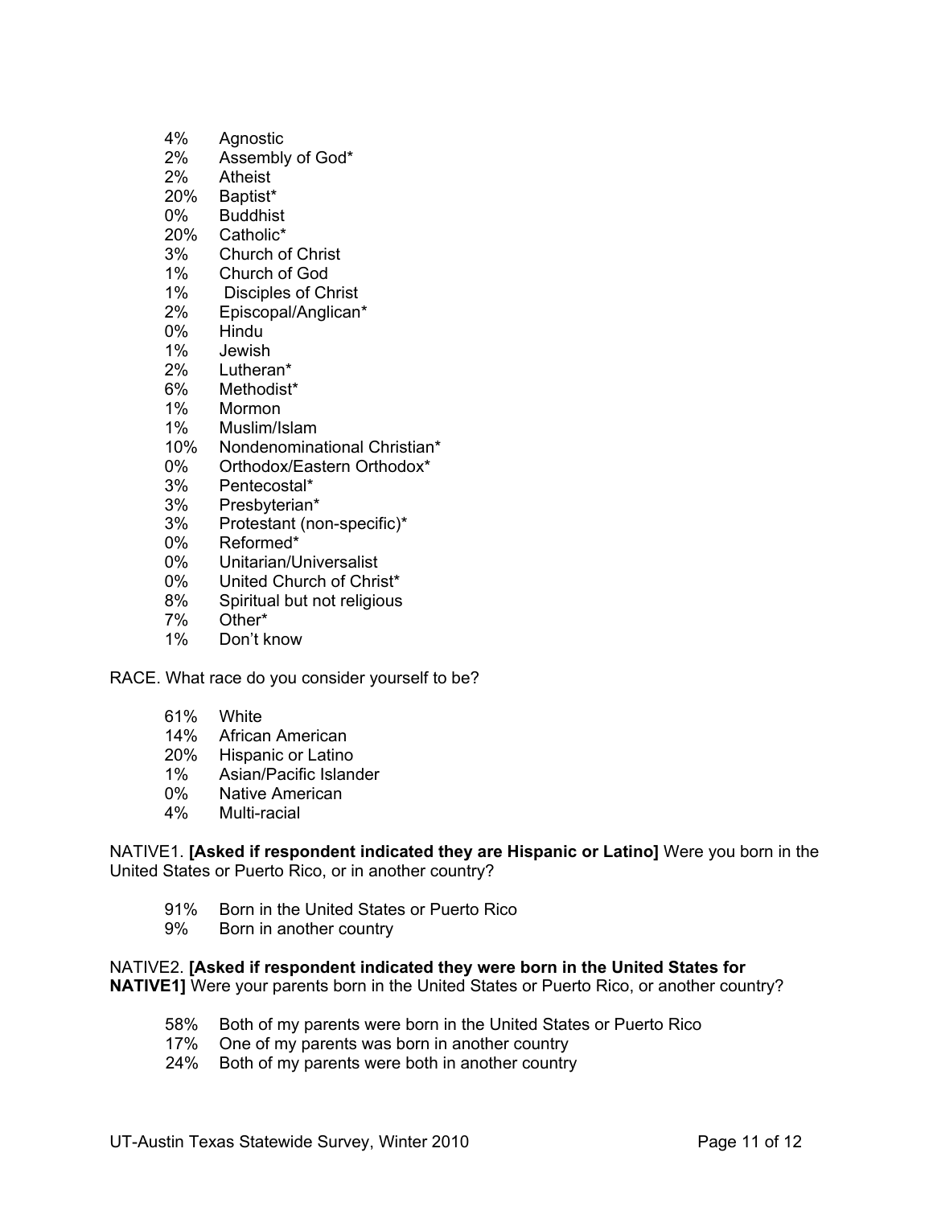4% Agnostic
2% Assembly of God*
2% Atheist
20% Baptist*
0% Buddhist
20% Catholic*
3% Church of Christ
1% Church of God
1% Disciples of Christ
2% Episcopal/Anglican*
0% Hindu
1% Jewish
2% Lutheran*
6% Methodist*
1% Mormon
1% Muslim/Islam
10% Nondenominational Christian*
0% Orthodox/Eastern Orthodox*
3% Pentecostal*
3% Presbyterian*
3% Protestant (non-specific)*
0% Reformed*
0% Unitarian/Universalist
0% United Church of Christ*
8% Spiritual but not religious
7% Other*
1% Don't know

RACE. What race do you consider yourself to be?

61% White
14% African American
20% Hispanic or Latino
1% Asian/Pacific Islander
0% Native American
4% Multi-racial

NATIVE1. **[Asked if respondent indicated they are Hispanic or Latino]** Were you born in the United States or Puerto Rico, or in another country?

91% Born in the United States or Puerto Rico
9% Born in another country

NATIVE2. **[Asked if respondent indicated they were born in the United States for NATIVE1]** Were your parents born in the United States or Puerto Rico, or another country?

58% Both of my parents were born in the United States or Puerto Rico
17% One of my parents was born in another country
24% Both of my parents were both in another country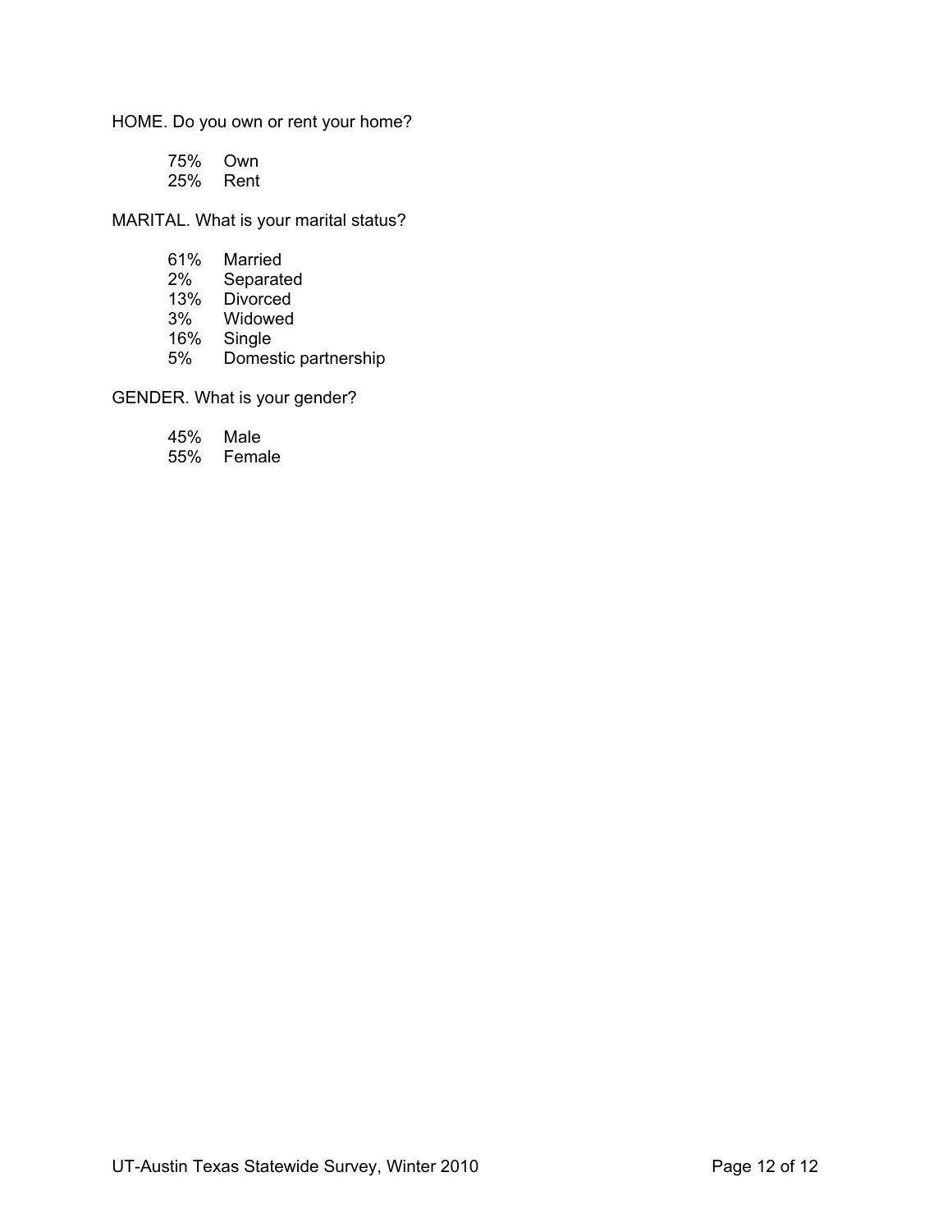HOME. Do you own or rent your home?

75% Own
25% Rent

MARITAL. What is your marital status?

61% Married
2% Separated
13% Divorced
3% Widowed
16% Single
5% Domestic partnership

GENDER. What is your gender?

45% Male
55% Female